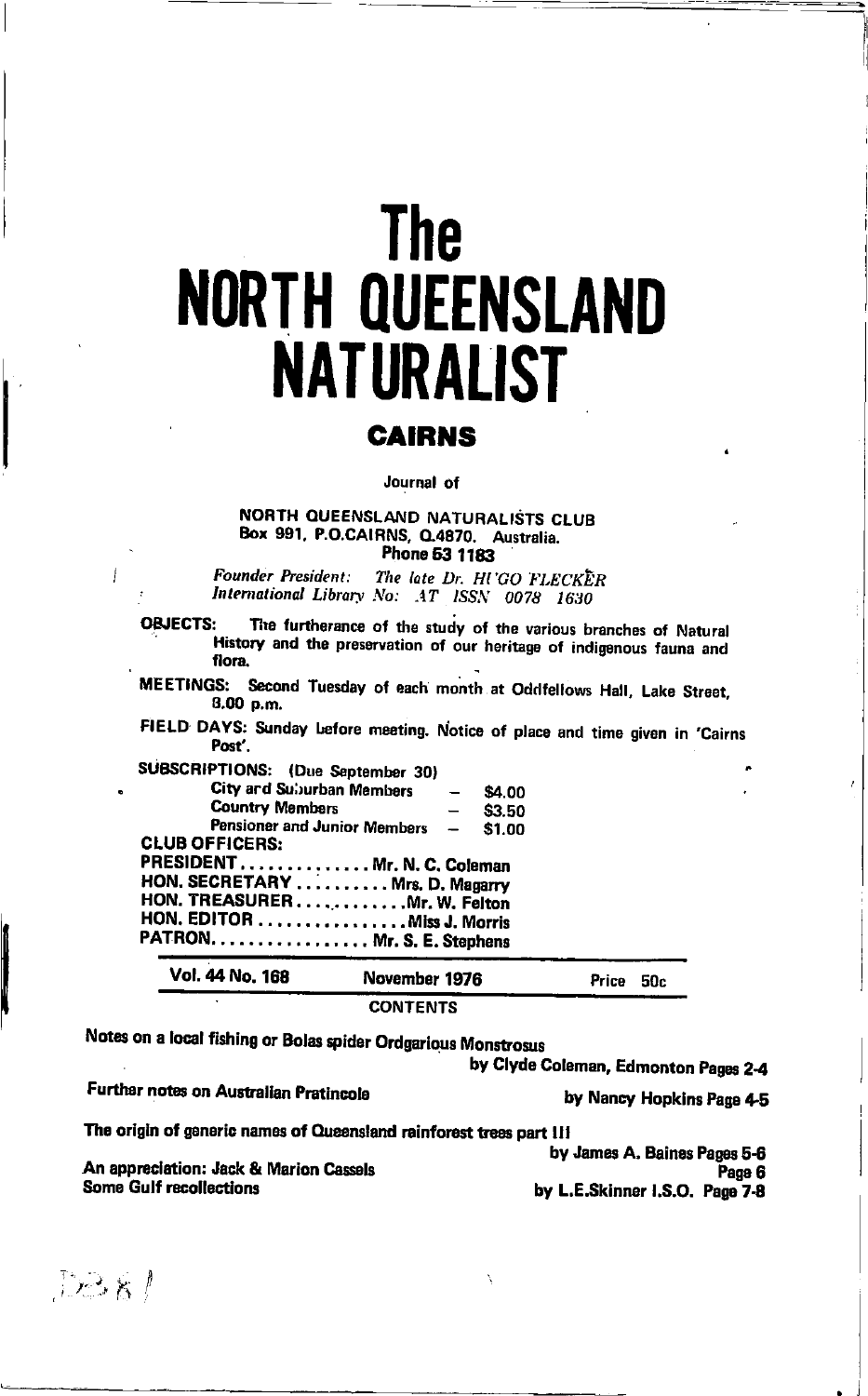# The NORTH QUEENSLAND NATURALIST

## CAIRNS

Journal of

NORTH QUEENSLAND NATURALISTS CLUB
Box 991, P.O.CAIRNS, Q.4870. Australia.
**Phone 53 1183**

*Founder President:* *The late Dr. HUGO FLECKER*
*International Library No:* *AT ISSN 0078 1630*

**OBJECTS:** The furtherance of the study of the various branches of Natural History and the preservation of our heritage of indigenous fauna and flora.

**MEETINGS:** Second Tuesday of each month at Oddfellows Hall, Lake Street, 8.00 p.m.

**FIELD DAYS:** Sunday before meeting. Notice of place and time given in 'Cairns Post'.

**SUBSCRIPTIONS:** (Due September 30)

| | | |
|---|---|---|
| City and Suburban Members | – | $4.00 |
| Country Members | – | $3.50 |
| Pensioner and Junior Members | – | $1.00 |

**CLUB OFFICERS:**

**PRESIDENT** .............. Mr. N. C. Coleman
**HON. SECRETARY** .......... Mrs. D. Magarry
**HON. TREASURER** ............ Mr. W. Felton
**HON. EDITOR** ................ Miss J. Morris
**PATRON** ................. Mr. S. E. Stephens

**Vol. 44 No. 168** **November 1976** Price 50c

CONTENTS

**Notes on a local fishing or Bolas spider Ordgarious Monstrosus** by Clyde Coleman, Edmonton Pages 2-4

**Further notes on Australian Pratincole** by Nancy Hopkins Page 4-5

**The origin of generic names of Queensland rainforest trees part III** by James A. Baines Pages 5-6

**An appreciation: Jack & Marion Cassels** Page 6

**Some Gulf recollections** by L.E.Skinner I.S.O. Page 7-8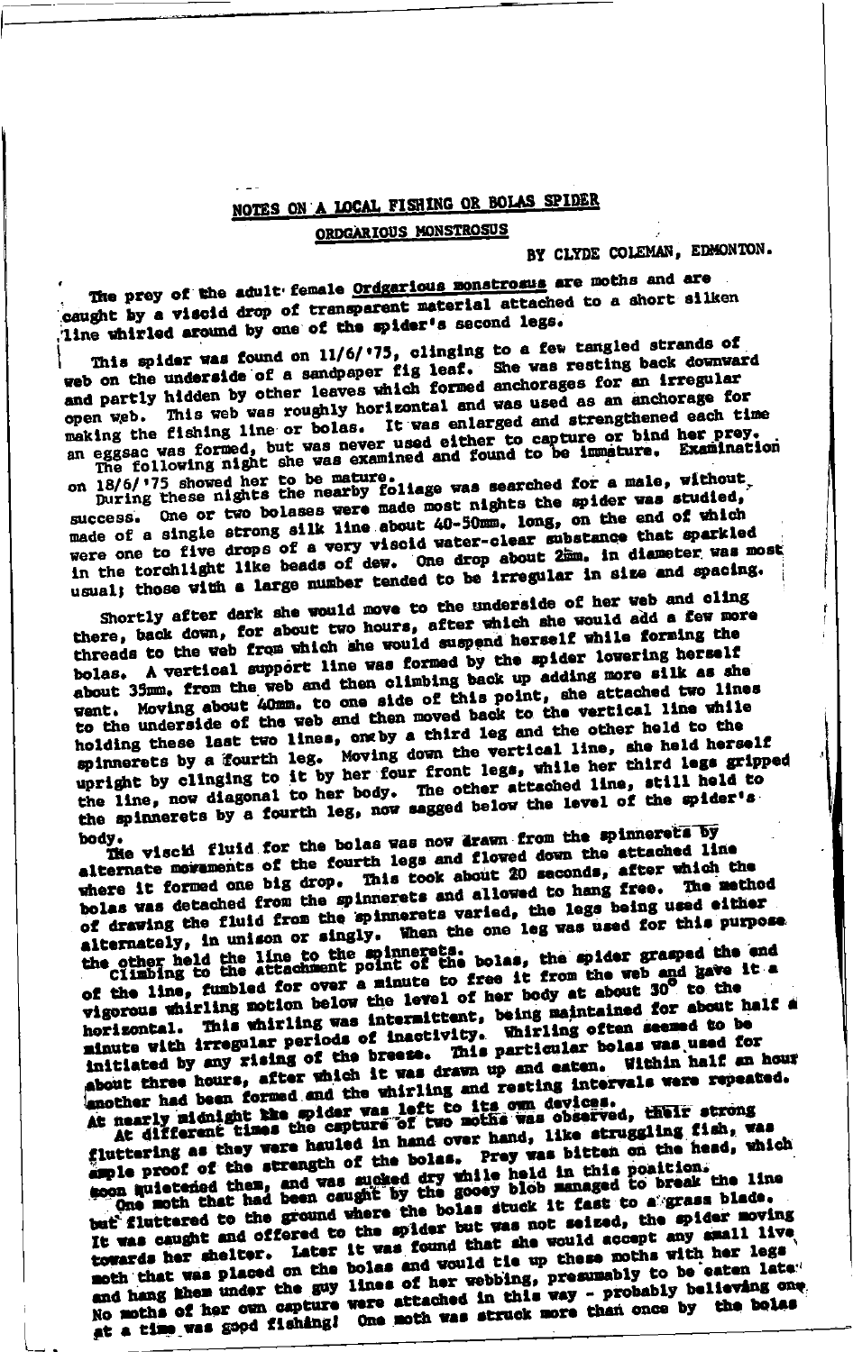# NOTES ON A LOCAL FISHING OR BOLAS SPIDER

## ORDGARIOUS MONSTROSUS

BY CLYDE COLEMAN, EDMONTON.

The prey of the adult female *Ordgarious monstrosus* are moths and are caught by a viscid drop of transparent material attached to a short silken line whirled around by one of the spider's second legs.

This spider was found on 11/6/'75, clinging to a few tangled strands of web on the underside of a sandpaper fig leaf. She was resting back downward and partly hidden by other leaves which formed anchorages for an irregular open web. This web was roughly horizontal and was used as an anchorage for making the fishing line or bolas. It was enlarged and strengthened each time an eggsac was formed, but was never used either to capture or bind her prey. The following night she was examined and found to be immature. Examination on 18/6/'75 showed her to be mature.

During these nights the nearby foliage was searched for a male, without success. One or two bolases were made most nights the spider was studied, made of a single strong silk line about 40-50mm. long, on the end of which were one to five drops of a very viscid water-clear substance that sparkled in the torchlight like beads of dew. One drop about 2mm. in diameter was most usual; those with a large number tended to be irregular in size and spacing.

Shortly after dark she would move to the underside of her web and cling there, back down, for about two hours, after which she would add a few more threads to the web from which she would suspend herself while forming the bolas. A vertical support line was formed by the spider lowering herself about 35mm. from the web and then climbing back up adding more silk as she went. Moving about 40mm. to one side of this point, she attached two lines to the underside of the web and then moved back to the vertical line while holding these last two lines, one by a third leg and the other held to the spinnerets by a fourth leg. Moving down the vertical line, she held herself upright by clinging to it by her four front legs, while her third legs gripped the line, now diagonal to her body. The other attached line, still held to the spinnerets by a fourth leg, now sagged below the level of the spider's body.

The viscid fluid for the bolas was now drawn from the spinnerets by alternate movements of the fourth legs and flowed down the attached line where it formed one big drop. This took about 20 seconds, after which the bolas was detached from the spinnerets and allowed to hang free. The method of drawing the fluid from the spinnerets varied, the legs being used either alternately, in unison or singly. When the one leg was used for this purpose the other held the line to the spinnerets.

Climbing to the attachment point of the bolas, the spider grasped the end of the line, fumbled for over a minute to free it from the web and gave it a vigorous whirling motion below the level of her body at about 30° to the horizontal. This whirling was intermittent, being maintained for about half a minute with irregular periods of inactivity. Whirling often seemed to be initiated by any rising of the breeze. This particular bolas was used for about three hours, after which it was drawn up and eaten. Within half an hour another had been formed and the whirling and resting intervals were repeated. At nearly midnight the spider was left to its own devices.

At different times the capture of two moths was observed, their strong fluttering as they were hauled in hand over hand, like struggling fish, was ample proof of the strength of the bolas. Prey was bitten on the head, which soon quietened them, and was sucked dry while held in this position.

One moth that had been caught by the gooey blob managed to break the line but fluttered to the ground where the bolas stuck it fast to a grass blade. It was caught and offered to the spider but was not seized, the spider moving towards her shelter. Later it was found that she would accept any small live moth that was placed on the bolas and would tie up these moths with her legs and hang them under the guy lines of her webbing, presumably to be eaten later. No moths of her own capture were attached in this way - probably believing one at a time was good fishing! One moth was struck more than once by the bolas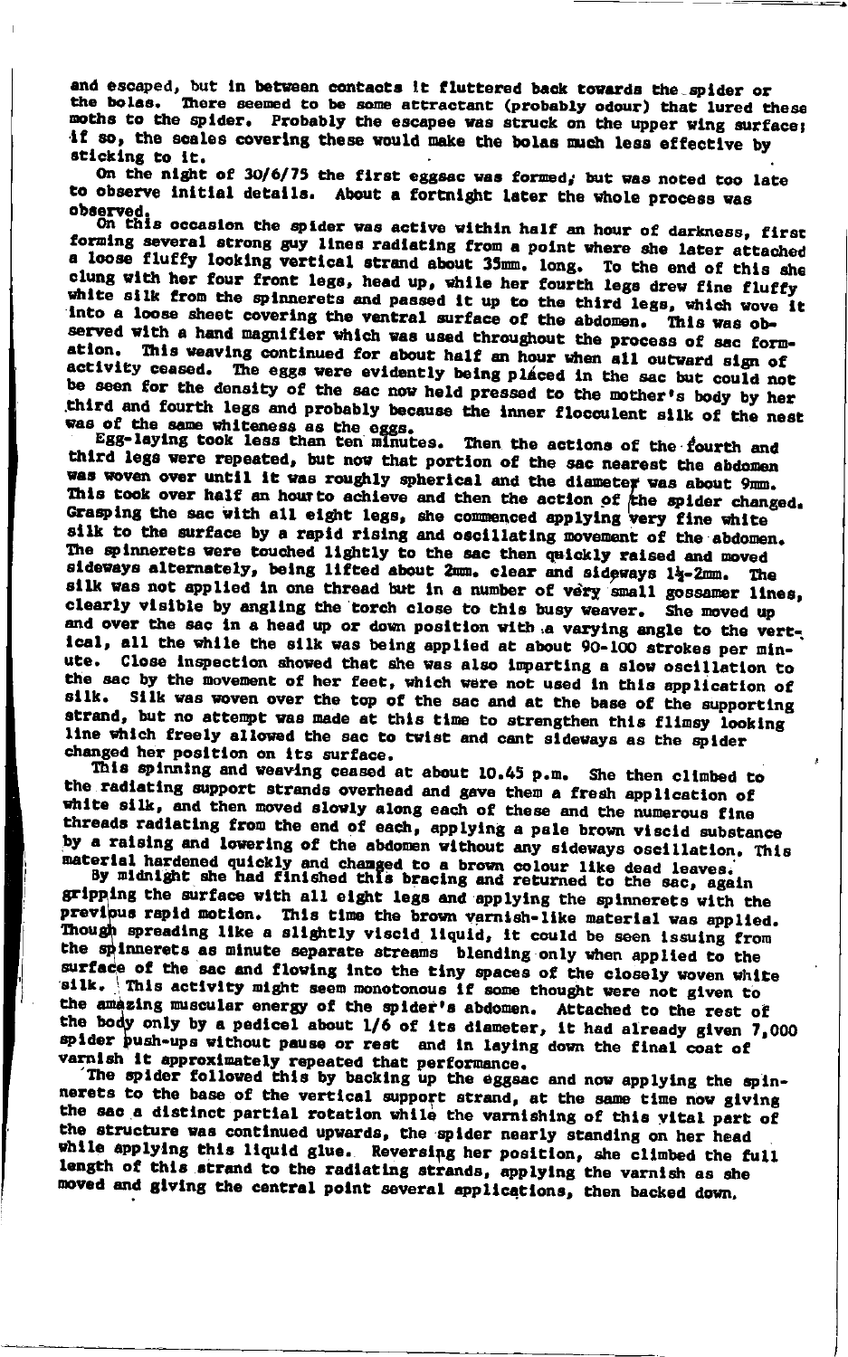and escaped, but in between contacts it fluttered back towards the spider or the bolas. There seemed to be some attractant (probably odour) that lured these moths to the spider. Probably the escapee was struck on the upper wing surface; if so, the scales covering these would make the bolas much less effective by sticking to it.

On the night of 30/6/75 the first eggsac was formed, but was noted too late to observe initial details. About a fortnight later the whole process was observed.

On this occasion the spider was active within half an hour of darkness, first forming several strong guy lines radiating from a point where she later attached a loose fluffy looking vertical strand about 35mm. long. To the end of this she clung with her four front legs, head up, while her fourth legs drew fine fluffy white silk from the spinnerets and passed it up to the third legs, which wove it into a loose sheet covering the ventral surface of the abdomen. This was observed with a hand magnifier which was used throughout the process of sac formation. This weaving continued for about half an hour when all outward sign of activity ceased. The eggs were evidently being placed in the sac but could not be seen for the density of the sac now held pressed to the mother's body by her third and fourth legs and probably because the inner flocculent silk of the nest was of the same whiteness as the eggs.

Egg-laying took less than ten minutes. Then the actions of the fourth and third legs were repeated, but now that portion of the sac nearest the abdomen was woven over until it was roughly spherical and the diameter was about 9mm. This took over half an hour to achieve and then the action of the spider changed. Grasping the sac with all eight legs, she commenced applying very fine white silk to the surface by a rapid rising and oscillating movement of the abdomen. The spinnerets were touched lightly to the sac then quickly raised and moved sideways alternately, being lifted about 2mm. clear and sideways 1½-2mm. The silk was not applied in one thread but in a number of very small gossamer lines, clearly visible by angling the torch close to this busy weaver. She moved up and over the sac in a head up or down position with a varying angle to the vertical, all the while the silk was being applied at about 90-100 strokes per minute. Close inspection showed that she was also imparting a slow oscillation to the sac by the movement of her feet, which were not used in this application of silk. Silk was woven over the top of the sac and at the base of the supporting strand, but no attempt was made at this time to strengthen this flimsy looking line which freely allowed the sac to twist and cant sideways as the spider changed her position on its surface.

This spinning and weaving ceased at about 10.45 p.m. She then climbed to the radiating support strands overhead and gave them a fresh application of white silk, and then moved slowly along each of these and the numerous fine threads radiating from the end of each, applying a pale brown viscid substance by a raising and lowering of the abdomen without any sideways oscillation. This material hardened quickly and changed to a brown colour like dead leaves.

By midnight she had finished this bracing and returned to the sac, again gripping the surface with all eight legs and applying the spinnerets with the previous rapid motion. This time the brown varnish-like material was applied. Though spreading like a slightly viscid liquid, it could be seen issuing from the spinnerets as minute separate streams blending only when applied to the surface of the sac and flowing into the tiny spaces of the closely woven white silk. This activity might seem monotonous if some thought were not given to the amazing muscular energy of the spider's abdomen. Attached to the rest of the body only by a pedicel about 1/6 of its diameter, it had already given 7,000 spider push-ups without pause or rest and in laying down the final coat of varnish it approximately repeated that performance.

The spider followed this by backing up the eggsac and now applying the spinnerets to the base of the vertical support strand, at the same time now giving the sac a distinct partial rotation while the varnishing of this vital part of the structure was continued upwards, the spider nearly standing on her head while applying this liquid glue. Reversing her position, she climbed the full length of this strand to the radiating strands, applying the varnish as she moved and giving the central point several applications, then backed down.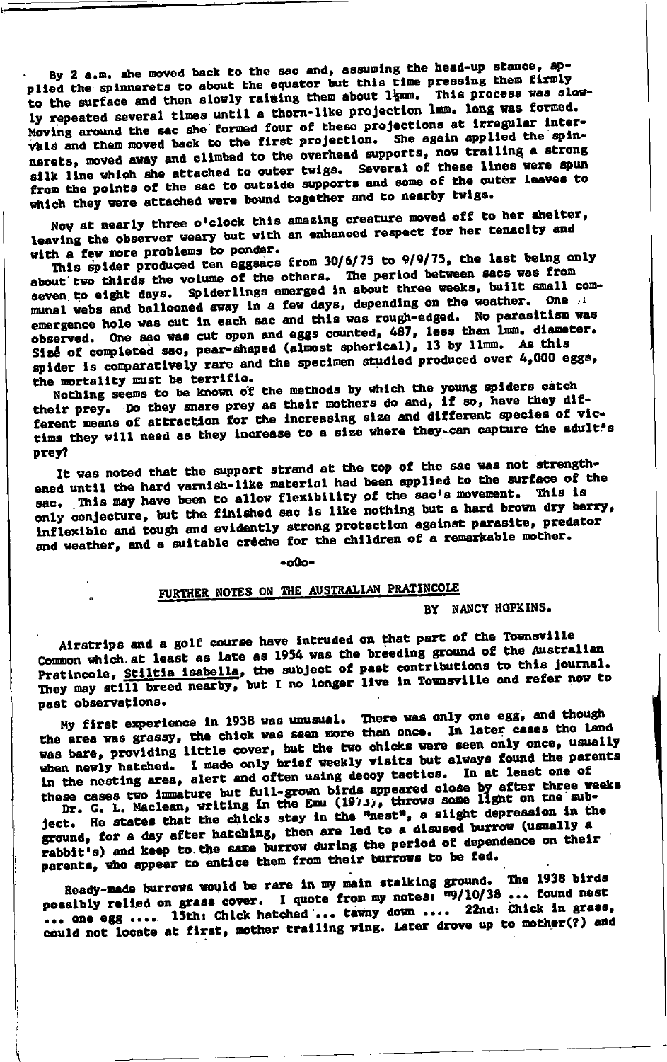By 2 a.m. she moved back to the sac and, assuming the head-up stance, applied the spinnerets to about the equator but this time pressing them firmly to the surface and then slowly raising them about 1½mm. This process was slowly repeated several times until a thorn-like projection 1mm. long was formed. Moving around the sac she formed four of these projections at irregular intervals and then moved back to the first projection. She again applied the spinnerets, moved away and climbed to the overhead supports, now trailing a strong silk line which she attached to outer twigs. Several of these lines were spun from the points of the sac to outside supports and some of the outer leaves to which they were attached were bound together and to nearby twigs.

Now at nearly three o'clock this amazing creature moved off to her shelter, leaving the observer weary but with an enhanced respect for her tenacity and with a few more problems to ponder.

This spider produced ten eggsacs from 30/6/75 to 9/9/75, the last being only about two thirds the volume of the others. The period between sacs was from seven to eight days. Spiderlings emerged in about three weeks, built small communal webs and ballooned away in a few days, depending on the weather. One emergence hole was cut in each sac and this was rough-edged. No parasitism was observed. One sac was cut open and eggs counted, 487, less than 1mm. diameter. Size of completed sac, pear-shaped (almost spherical), 13 by 11mm. As this spider is comparatively rare and the specimen studied produced over 4,000 eggs, the mortality must be terrific.

Nothing seems to be known of the methods by which the young spiders catch their prey. Do they snare prey as their mothers do and, if so, have they different means of attraction for the increasing size and different species of victims they will need as they increase to a size where they can capture the adult's prey?

It was noted that the support strand at the top of the sac was not strengthened until the hard varnish-like material had been applied to the surface of the sac. This may have been to allow flexibility of the sac's movement. This is only conjecture, but the finished sac is like nothing but a hard brown dry berry, inflexible and tough and evidently strong protection against parasite, predator and weather, and a suitable crèche for the children of a remarkable mother.

-o0o-

## FURTHER NOTES ON THE AUSTRALIAN PRATINCOLE

BY NANCY HOPKINS.

Airstrips and a golf course have intruded on that part of the Townsville Common which at least as late as 1954 was the breeding ground of the Australian Pratincole, Stiltia isabella, the subject of past contributions to this journal. They may still breed nearby, but I no longer live in Townsville and refer now to past observations.

My first experience in 1938 was unusual. There was only one egg, and though the area was grassy, the chick was seen more than once. In later cases the land was bare, providing little cover, but the two chicks were seen only once, usually when newly hatched. I made only brief weekly visits but always found the parents in the nesting area, alert and often using decoy tactics. In at least one of these cases two immature but full-grown birds appeared close by after three weeks

Dr. G. L. Maclean, writing in the Emu (1973), throws some light on the subject. He states that the chicks stay in the "nest", a slight depression in the ground, for a day after hatching, then are led to a disused burrow (usually a rabbit's) and keep to the same burrow during the period of dependence on their parents, who appear to entice them from their burrows to be fed.

Ready-made burrows would be rare in my main stalking ground. The 1938 birds possibly relied on grass cover. I quote from my notes: "9/10/38 ... found nest ... one egg .... 15th: Chick hatched ... tawny down .... 22nd: Chick in grass, could not locate at first, mother trailing wing. Later drove up to mother(?) and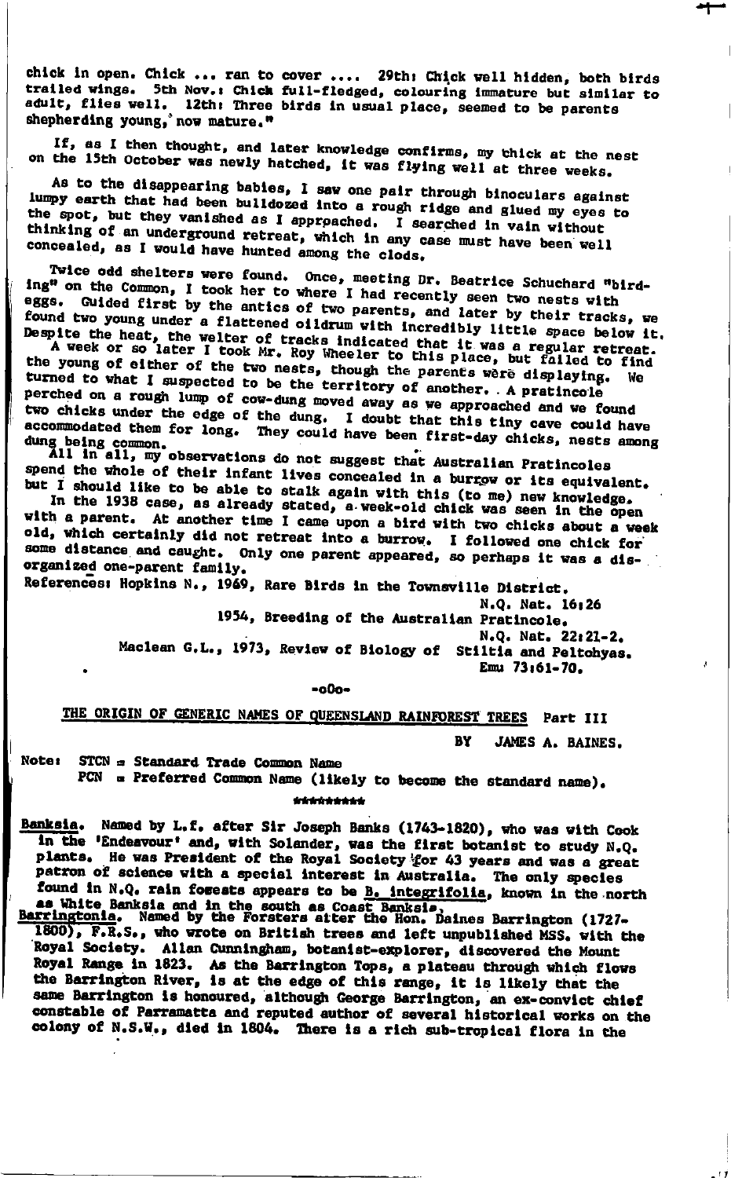chick in open. Chick ... ran to cover .... 29th: Chick well hidden, both birds trailed wings. 5th Nov.: Chick full-fledged, colouring immature but similar to adult, flies well. 12th: Three birds in usual place, seemed to be parents shepherding young, now mature."

If, as I then thought, and later knowledge confirms, my chick at the nest on the 15th October was newly hatched, it was flying well at three weeks.

As to the disappearing babies, I saw one pair through binoculars against lumpy earth that had been bulldozed into a rough ridge and glued my eyes to the spot, but they vanished as I approached. I searched in vain without thinking of an underground retreat, which in any case must have been well concealed, as I would have hunted among the clods.

Twice odd shelters were found. Once, meeting Dr. Beatrice Schuchard "birding" on the Common, I took her to where I had recently seen two nests with eggs. Guided first by the antics of two parents, and later by their tracks, we found two young under a flattened oildrum with incredibly little space below it. Despite the heat, the welter of tracks indicated that it was a regular retreat.

A week or so later I took Mr. Roy Wheeler to this place, but failed to find the young of either of the two nests, though the parents were displaying. We turned to what I suspected to be the territory of another. A pratincole perched on a rough lump of cow-dung moved away as we approached and we found two chicks under the edge of the dung. I doubt that this tiny cave could have accommodated them for long. They could have been first-day chicks, nests among dung being common.

All in all, my observations do not suggest that Australian Pratincoles spend the whole of their infant lives concealed in a burrow or its equivalent, but I should like to be able to stalk again with this (to me) new knowledge.

In the 1938 case, as already stated, a week-old chick was seen in the open with a parent. At another time I came upon a bird with two chicks about a week old, which certainly did not retreat into a burrow. I followed one chick for some distance and caught. Only one parent appeared, so perhaps it was a disorganized one-parent family.

References: Hopkins N., 1949, Rare Birds in the Townsville District. N.Q. Nat. 16:26

1954, Breeding of the Australian Pratincole. N.Q. Nat. 22:21-2.

Maclean G.L., 1973, Review of Biology of Stiltia and Peltohyas. Emu 73:61-70.

-oOo-

## THE ORIGIN OF GENERIC NAMES OF QUEENSLAND RAINFOREST TREES Part III

BY JAMES A. BAINES.

Note: STCN = Standard Trade Common Name
PCN = Preferred Common Name (likely to become the standard name).

\*\*\*\*\*\*\*\*\*

**Banksia.** Named by L.f. after Sir Joseph Banks (1743-1820), who was with Cook in the 'Endeavour' and, with Solander, was the first botanist to study N.Q. plants. He was President of the Royal Society for 43 years and was a great patron of science with a special interest in Australia. The only species found in N.Q. rain forests appears to be *B. integrifolia*, known in the north as White Banksia and in the south as Coast Banksia.

**Barringtonia.** Named by the Forsters after the Hon. Daines Barrington (1727-1800), F.R.S., who wrote on British trees and left unpublished MSS. with the Royal Society. Allan Cunningham, botanist-explorer, discovered the Mount Royal Range in 1823. As the Barrington Tops, a plateau through which flows the Barrington River, is at the edge of this range, it is likely that the same Barrington is honoured, although George Barrington, an ex-convict chief constable of Parramatta and reputed author of several historical works on the colony of N.S.W., died in 1804. There is a rich sub-tropical flora in the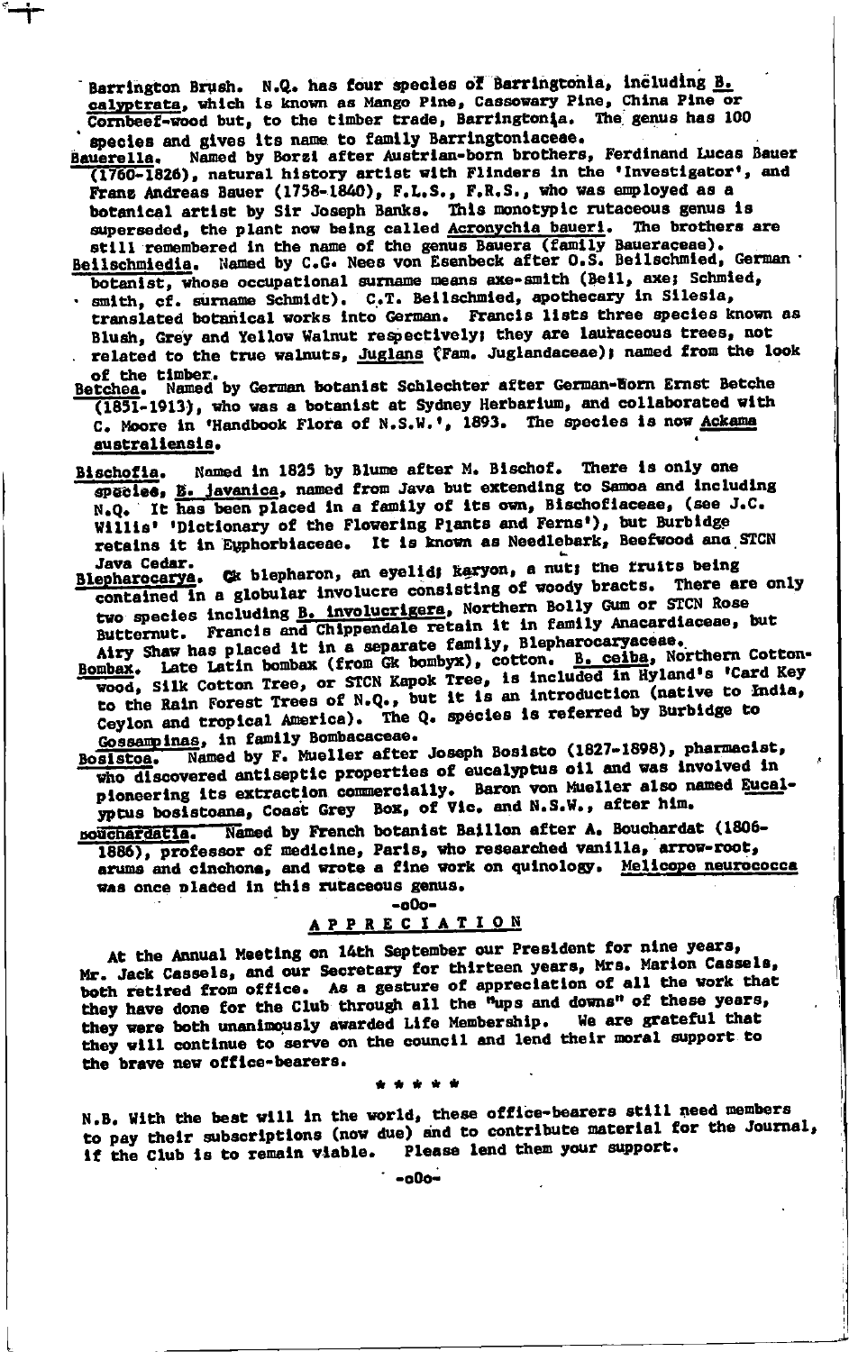Barrington Brush. N.Q. has four species of Barringtonia, including B. calyptrata, which is known as Mango Pine, Cassowary Pine, China Pine or Cornbeef-wood but, to the timber trade, Barringtonia. The genus has 100 species and gives its name to family Barringtoniaceae.

Bauerella. Named by Borzi after Austrian-born brothers, Ferdinand Lucas Bauer (1760-1826), natural history artist with Flinders in the 'Investigator', and Franz Andreas Bauer (1758-1840), F.L.S., F.R.S., who was employed as a botanical artist by Sir Joseph Banks. This monotypic rutaceous genus is superseded, the plant now being called Acronychia baueri. The brothers are still remembered in the name of the genus Bauera (family Baueraceae).

Beilschmiedia. Named by C.G. Nees von Esenbeck after O.S. Beilschmied, German botanist, whose occupational surname means axe-smith (Beil, axe; Schmied, smith, cf. surname Schmidt). C.T. Beilschmied, apothecary in Silesia, translated botanical works into German. Francis lists three species known as Blush, Grey and Yellow Walnut respectively; they are lauraceous trees, not related to the true walnuts, Juglans (Fam. Juglandaceae); named from the look of the timber.

Betchea. Named by German botanist Schlechter after German-born Ernst Betche (1851-1913), who was a botanist at Sydney Herbarium, and collaborated with C. Moore in 'Handbook Flora of N.S.W.', 1893. The species is now Ackama australiensis.

Bischofia. Named in 1825 by Blume after M. Bischof. There is only one species, B. javanica, named from Java but extending to Samoa and including N.Q. It has been placed in a family of its own, Bischofiaceae, (see J.C. Willis' 'Dictionary of the Flowering Plants and Ferns'), but Burbidge retains it in Euphorbiaceae. It is known as Needlebark, Beefwood and STCN Java Cedar.

Blepharocarya. Gk blepharon, an eyelid; karyon, a nut; the fruits being contained in a globular involucre consisting of woody bracts. There are only two species including B. involucrigera, Northern Bolly Gum or STCN Rose Butternut. Francis and Chippendale retain it in family Anacardiaceae, but Airy Shaw has placed it in a separate family, Blepharocaryaceae.

Bombax. Late Latin bombax (from Gk bombyx), cotton. B. ceiba, Northern Cotton-wood, Silk Cotton Tree, or STCN Kapok Tree, is included in Hyland's 'Card Key to the Rain Forest Trees of N.Q.', but it is an introduction (native to India, Ceylon and tropical America). The Q. species is referred by Burbidge to Gossampinas, in family Bombacaceae.

Bosistoa. Named by F. Mueller after Joseph Bosisto (1827-1898), pharmacist, who discovered antiseptic properties of eucalyptus oil and was involved in pioneering its extraction commercially. Baron von Mueller also named Eucalyptus bosistoana, Coast Grey Box, of Vic. and N.S.W., after him.

Bouchardatia. Named by French botanist Baillon after A. Bouchardat (1806-1886), professor of medicine, Paris, who researched vanilla, arrow-root, arums and cinchona, and wrote a fine work on quinology. Melicope neurococca was once placed in this rutaceous genus.

-o0o-

## APPRECIATION

At the Annual Meeting on 14th September our President for nine years, Mr. Jack Cassels, and our Secretary for thirteen years, Mrs. Marion Cassels, both retired from office. As a gesture of appreciation of all the work that they have done for the Club through all the "ups and downs" of these years, they were both unanimously awarded Life Membership. We are grateful that they will continue to serve on the council and lend their moral support to the brave new office-bearers.

\* \* \* \* \*

N.B. With the best will in the world, these office-bearers still need members to pay their subscriptions (now due) and to contribute material for the Journal, if the Club is to remain viable. Please lend them your support.

-o0o-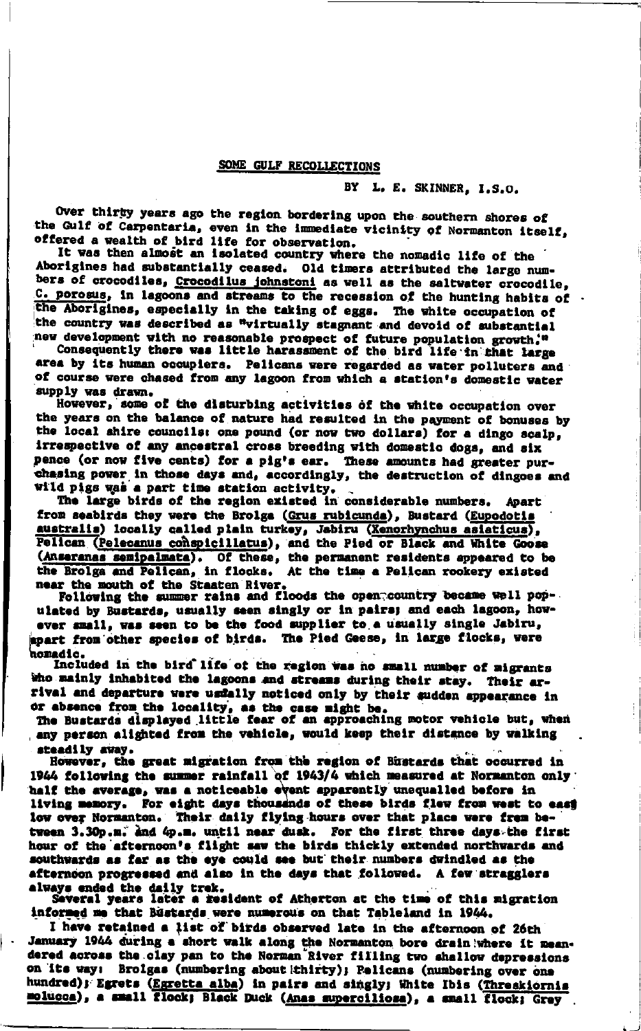## SOME GULF RECOLLECTIONS

BY L. E. SKINNER, I.S.O.

Over thirty years ago the region bordering upon the southern shores of the Gulf of Carpentaria, even in the immediate vicinity of Normanton itself, offered a wealth of bird life for observation.

It was then almost an isolated country where the nomadic life of the Aborigines had substantially ceased. Old timers attributed the large numbers of crocodiles, Crocodilus johnstoni as well as the saltwater crocodile, C. porosus, in lagoons and streams to the recession of the hunting habits of the Aborigines, especially in the taking of eggs. The white occupation of the country was described as "virtually stagnant and devoid of substantial new development with no reasonable prospect of future population growth."

Consequently there was little harassment of the bird life in that large area by its human occupiers. Pelicans were regarded as water polluters and of course were chased from any lagoon from which a station's domestic water supply was drawn.

However, some of the disturbing activities of the white occupation over the years on the balance of nature had resulted in the payment of bonuses by the local shire councils: one pound (or now two dollars) for a dingo scalp, irrespective of any ancestral cross breeding with domestic dogs, and six pence (or now five cents) for a pig's ear. These amounts had greater purchasing power in those days and, accordingly, the destruction of dingoes and wild pigs was a part time station activity.

The large birds of the region existed in considerable numbers. Apart from seabirds they were the Brolga (Grus rubicunda), Bustard (Eupodotis australis) locally called plain turkey, Jabiru (Xenorhynchus asiaticus), Pelican (Pelecanus conspicillatus), and the Pied or Black and White Goose (Anseranas semipalmata). Of these, the permanent residents appeared to be the Brolga and Pelican, in flocks. At the time a Pelican rookery existed near the mouth of the Staaten River.

Following the summer rains and floods the open country became well populated by Bustards, usually seen singly or in pairs; and each lagoon, however small, was seen to be the food supplier to a usually single Jabiru, apart from other species of birds. The Pied Geese, in large flocks, were nomadic.

Included in the bird life of the region was no small number of migrants who mainly inhabited the lagoons and streams during their stay. Their arrival and departure were usually noticed only by their sudden appearance in or absence from the locality, as the case might be.

The Bustards displayed little fear of an approaching motor vehicle but, when any person alighted from the vehicle, would keep their distance by walking steadily away.

However, the great migration from the region of Bustards that occurred in 1944 following the summer rainfall of 1943/4 which measured at Normanton only half the average, was a noticeable event apparently unequalled before in living memory. For eight days thousands of these birds flew from west to east low over Normanton. Their daily flying hours over that place were from between 3.30p.m. and 4p.m. until near dusk. For the first three days the first hour of the afternoon's flight saw the birds thickly extended northwards and southwards as far as the eye could see but their numbers dwindled as the afternoon progressed and also in the days that followed. A few stragglers always ended the daily trek.

Several years later a resident of Atherton at the time of this migration informed me that Bustards were numerous on that Tableland in 1944.

I have retained a list of birds observed late in the afternoon of 26th January 1944 during a short walk along the Normanton bore drain where it meandered across the clay pan to the Norman River filling two shallow depressions on its way: Brolgas (numbering about thirty); Pelicans (numbering over one hundred); Egrets (Egretta alba) in pairs and singly; White Ibis (Threskiornis molucca), a small flock; Black Duck (Anas superciliosa), a small flock; Grey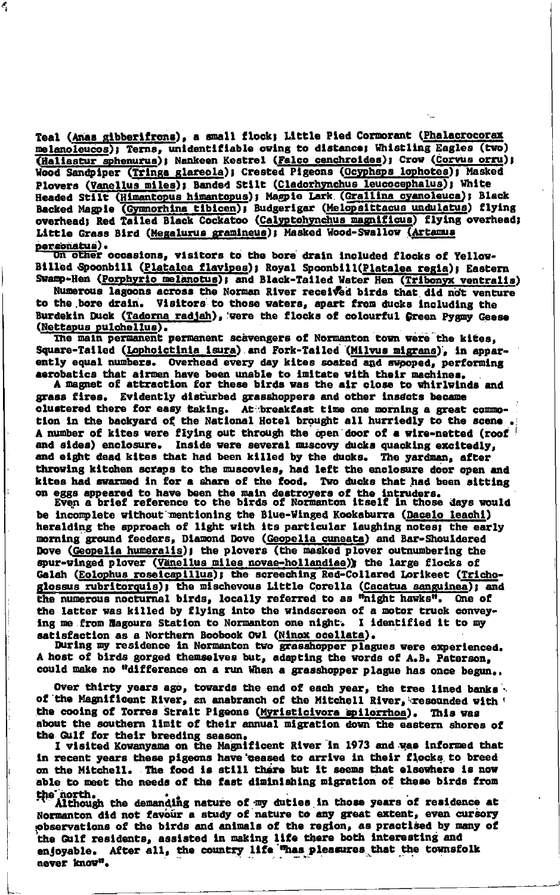Teal (Anas gibberifrons), a small flock; Little Pied Cormorant (Phalacrocorax melanoleucos); Terns, unidentifiable owing to distance; Whistling Eagles (two) (Haliastur sphenurus); Nankeen Kestrel (Falco cenchroides); Crow (Corvus orru); Wood Sandpiper (Tringa glareola); Crested Pigeons (Ocyphaps lophotes); Masked Plovers (Vanellus miles); Banded Stilt (Cladorhynchus leucocephalus); White Headed Stilt (Himantopus himantopus); Magpie Lark (Grallina cyanoleuca); Black Backed Magpie (Gymnorhina tibicen); Budgerigar (Melopsittacus undulatus) flying overhead; Red Tailed Black Cockatoo (Calyptohynchus magnificus) flying overhead; Little Grass Bird (Megalurus gramineus); Masked Wood-Swallow (Artamus personatus).

On other occasions, visitors to the bore drain included flocks of Yellow-Billed Spoonbill (Platalea flavipes); Royal Spoonbill(Platalea regia); Eastern Swamp-Hen (Porphyrio melanotus); and Black-Tailed Water Hen (Tribonyx ventralis)

Numerous lagoons across the Norman River received birds that did not venture to the bore drain. Visitors to those waters, apart from ducks including the Burdekin Duck (Tadorna radjah), were the flocks of colourful Green Pygmy Geese (Nettapus pulchellus).

The main permanent permanent scavengers of Normanton town were the kites, Square-Tailed (Lophoictinia isura) and Fork-Tailed (Milvus migrans), in apparently equal numbers. Overhead every day kites soared and swooped, performing aerobatics that airmen have been unable to imitate with their machines.

A magnet of attraction for these birds was the air close to whirlwinds and grass fires. Evidently disturbed grasshoppers and other insects became clustered there for easy taking. At breakfast time one morning a great commotion in the backyard of the National Hotel brought all hurriedly to the scene. A number of kites were flying out through the open door of a wire-netted (roof and sides) enclosure. Inside were several muscovy ducks quacking excitedly, and eight dead kites that had been killed by the ducks. The yardman, after throwing kitchen scraps to the muscovies, had left the enclosure door open and kites had swarmed in for a share of the food. Two ducks that had been sitting on eggs appeared to have been the main destroyers of the intruders.

Even a brief reference to the birds of Normanton itself in those days would be incomplete without mentioning the Blue-Winged Kookaburra (Dacelo leachi) heralding the approach of light with its particular laughing notes; the early morning ground feeders, Diamond Dove (Geopelia cuneata) and Bar-Shouldered Dove (Geopelia humeralis); the plovers (the masked plover outnumbering the spur-winged plover (Vanellus miles novae-hollandiae)) the large flocks of Galah (Eolophus roseicapillus); the screeching Red-Collared Lorikeet (Trichoglossus rubritorquis); the mischevous Little Corella (Cacatua sanguinea); and the numerous nocturnal birds, locally referred to as "night hawks". One of the latter was killed by flying into the windscreen of a motor truck conveying me from Magoura Station to Normanton one night. I identified it to my satisfaction as a Northern Boobook Owl (Ninox ocellata).

During my residence in Normanton two grasshopper plagues were experienced. A host of birds gorged themselves but, adapting the words of A.B. Paterson, could make no "difference on a run When a grasshopper plague has once begun..

Over thirty years ago, towards the end of each year, the tree lined banks of the Magnificent River, an anabranch of the Mitchell River, resounded with the cooing of Torres Strait Pigeons (Myristicivora spilorrhoa). This was about the southern limit of their annual migration down the eastern shores of the Gulf for their breeding season.

I visited Kowanyama on the Magnificent River in 1973 and was informed that in recent years these pigeons have ceased to arrive in their flocks to breed on the Mitchell. The food is still there but it seems that elsewhere is now able to meet the needs of the fast diminishing migration of these birds from the north.

Although the demanding nature of my duties in those years of residence at Normanton did not favour a study of nature to any great extent, even cursory observations of the birds and animals of the region, as practised by many of the Gulf residents, assisted in making life there both interesting and enjoyable. After all, the country life "has pleasures that the townsfolk never know".